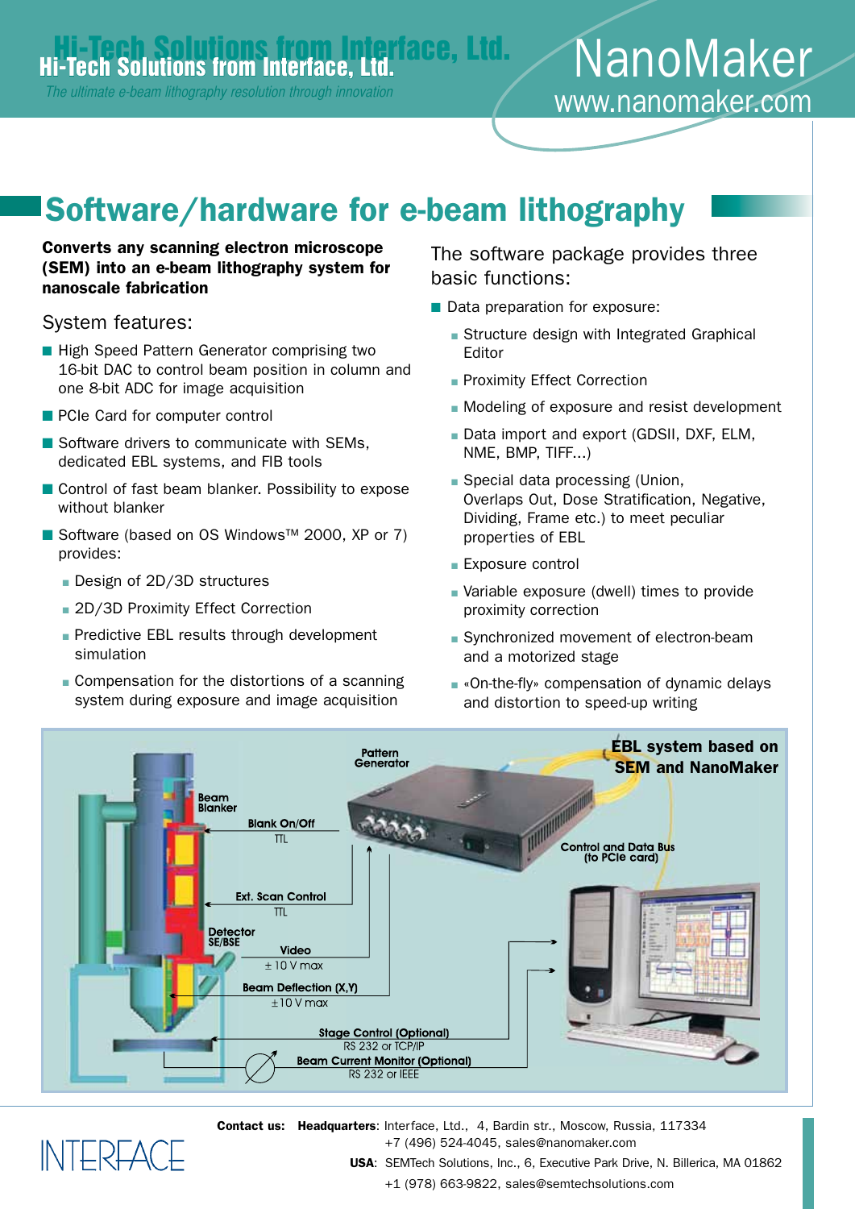# Hi-Tech Solutions from Interface, Ltd.

*The ultimate e-beam lithography resolution through innovation*

NanoMaker
www.nanomaker.com

## Software/hardware for e-beam lithography

**Converts any scanning electron microscope (SEM) into an e-beam lithography system for nanoscale fabrication**

### System features:

- High Speed Pattern Generator comprising two 16-bit DAC to control beam position in column and one 8-bit ADC for image acquisition
- PCIe Card for computer control
- Software drivers to communicate with SEMs, dedicated EBL systems, and FIB tools
- Control of fast beam blanker. Possibility to expose without blanker
- Software (based on OS Windows™ 2000, XP or 7) provides:
  - Design of 2D/3D structures
  - 2D/3D Proximity Effect Correction
  - Predictive EBL results through development simulation
  - Compensation for the distortions of a scanning system during exposure and image acquisition

### The software package provides three basic functions:

- Data preparation for exposure:
  - Structure design with Integrated Graphical Editor
  - Proximity Effect Correction
  - Modeling of exposure and resist development
  - Data import and export (GDSII, DXF, ELM, NME, BMP, TIFF...)
  - Special data processing (Union, Overlaps Out, Dose Stratification, Negative, Dividing, Frame etc.) to meet peculiar properties of EBL
- Exposure control
  - Variable exposure (dwell) times to provide proximity correction
  - Synchronized movement of electron-beam and a motorized stage
  - «On-the-fly» compensation of dynamic delays and distortion to speed-up writing

**EBL system based on SEM and NanoMaker**

Pattern Generator; Beam Blanker; Blank On/Off (TTL); Ext. Scan Control (TTL); Detector SE/BSE; Video (± 10 V max); Beam Deflection (X,Y) (±10 V max); Stage Control (Optional) (RS 232 or TCP/IP); Beam Current Monitor (Optional) (RS 232 or IEEE); Control and Data Bus (to PCIe card)

INTERFACE

**Contact us:** **Headquarters**: Interface, Ltd., 4, Bardin str., Moscow, Russia, 117334
+7 (496) 524-4045, sales@nanomaker.com

**USA**: SEMTech Solutions, Inc., 6, Executive Park Drive, N. Billerica, MA 01862
+1 (978) 663-9822, sales@semtechsolutions.com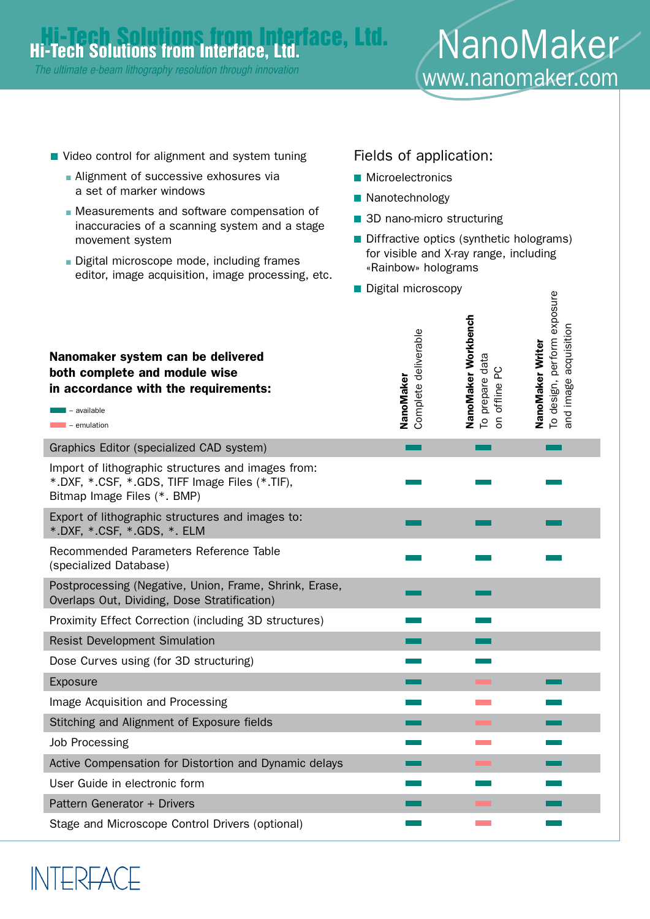# Hi-Tech Solutions from Interface, Ltd.

*The ultimate e-beam lithography resolution through innovation*

## NanoMaker

www.nanomaker.com

- Video control for alignment and system tuning
  - Alignment of successive exhosures via a set of marker windows
  - Measurements and software compensation of inaccuracies of a scanning system and a stage movement system
  - Digital microscope mode, including frames editor, image acquisition, image processing, etc.

Fields of application:

- Microelectronics
- Nanotechnology
- 3D nano-micro structuring
- Diffractive optics (synthetic holograms) for visible and X-ray range, including «Rainbow» holograms
- Digital microscopy

**Nanomaker system can be delivered both complete and module wise in accordance with the requirements:**

▬ – available

▬ – emulation

| | **NanoMaker** Complete deliverable | **NanoMaker Workbench** To prepare data on offline PC | **NanoMaker Writer** To design, perform exposure and image acquisition |
|---|---|---|---|
| Graphics Editor (specialized CAD system) | available | available | available |
| Import of lithographic structures and images from: *.DXF, *.CSF, *.GDS, TIFF Image Files (*.TIF), Bitmap Image Files (*. BMP) | available | available | available |
| Export of lithographic structures and images to: *.DXF, *.CSF, *.GDS, *. ELM | available | available | available |
| Recommended Parameters Reference Table (specialized Database) | available | available | available |
| Postprocessing (Negative, Union, Frame, Shrink, Erase, Overlaps Out, Dividing, Dose Stratification) | available | available | |
| Proximity Effect Correction (including 3D structures) | available | available | |
| Resist Development Simulation | available | available | |
| Dose Curves using (for 3D structuring) | available | available | |
| Exposure | available | emulation | available |
| Image Acquisition and Processing | available | emulation | available |
| Stitching and Alignment of Exposure fields | available | emulation | available |
| Job Processing | available | emulation | available |
| Active Compensation for Distortion and Dynamic delays | available | emulation | available |
| User Guide in electronic form | available | available | available |
| Pattern Generator + Drivers | available | emulation | available |
| Stage and Microscope Control Drivers (optional) | available | emulation | available |

INTERFACE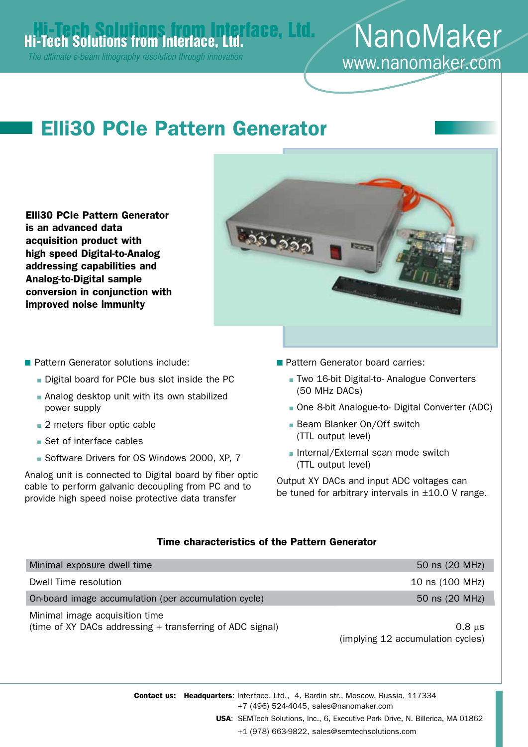Hi-Tech Solutions from Interface, Ltd.

*The ultimate e-beam lithography resolution through innovation*

NanoMaker
www.nanomaker.com

# Elli30 PCIe Pattern Generator

**Elli30 PCIe Pattern Generator is an advanced data acquisition product with high speed Digital-to-Analog addressing capabilities and Analog-to-Digital sample conversion in conjunction with improved noise immunity**

- Pattern Generator solutions include:
  - Digital board for PCIe bus slot inside the PC
  - Analog desktop unit with its own stabilized power supply
  - 2 meters fiber optic cable
  - Set of interface cables
  - Software Drivers for OS Windows 2000, XP, 7

Analog unit is connected to Digital board by fiber optic cable to perform galvanic decoupling from PC and to provide high speed noise protective data transfer

- Pattern Generator board carries:
  - Two 16-bit Digital-to- Analogue Converters (50 MHz DACs)
  - One 8-bit Analogue-to- Digital Converter (ADC)
  - Beam Blanker On/Off switch (TTL output level)
  - Internal/External scan mode switch (TTL output level)

Output XY DACs and input ADC voltages can be tuned for arbitrary intervals in ±10.0 V range.

**Time characteristics of the Pattern Generator**

| Parameter | Value |
|---|---|
| Minimal exposure dwell time | 50 ns (20 MHz) |
| Dwell Time resolution | 10 ns (100 MHz) |
| On-board image accumulation (per accumulation cycle) | 50 ns (20 MHz) |
| Minimal image acquisition time (time of XY DACs addressing + transferring of ADC signal) | 0.8 μs (implying 12 accumulation cycles) |

**Contact us:** **Headquarters**: Interface, Ltd., 4, Bardin str., Moscow, Russia, 117334
+7 (496) 524-4045, sales@nanomaker.com

**USA**: SEMTech Solutions, Inc., 6, Executive Park Drive, N. Billerica, MA 01862
+1 (978) 663-9822, sales@semtechsolutions.com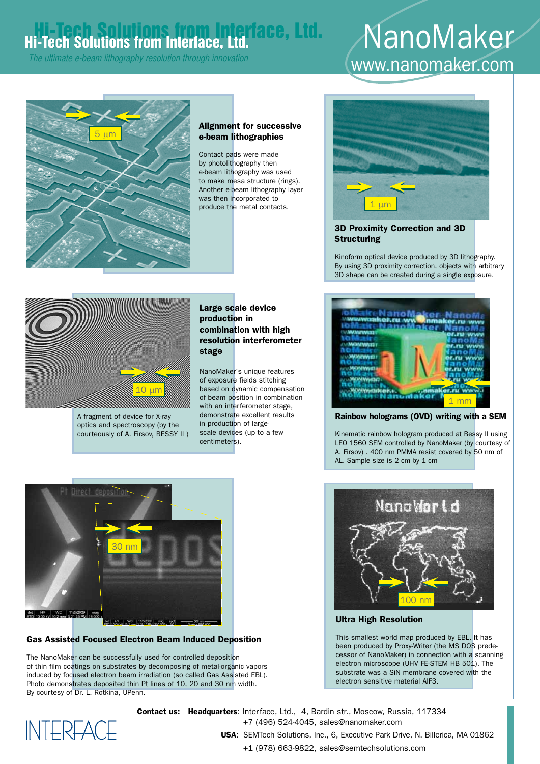# Hi-Tech Solutions from Interface, Ltd.

*The ultimate e-beam lithography resolution through innovation*

NanoMaker
www.nanomaker.com

5 µm

### Alignment for successive e-beam lithographies

Contact pads were made by photolithography then e-beam lithography was used to make mesa structure (rings). Another e-beam lithography layer was then incorporated to produce the metal contacts.

1 µm

### 3D Proximity Correction and 3D Structuring

Kinoform optical device produced by 3D lithography. By using 3D proximity correction, objects with arbitrary 3D shape can be created during a single exposure.

10 µm

A fragment of device for X-ray optics and spectroscopy (by the courteously of A. Firsov, BESSY II )

### Large scale device production in combination with high resolution interferometer stage

NanoMaker's unique features of exposure fields stitching based on dynamic compensation of beam position in combination with an interferometer stage, demonstrate excellent results in production of large-scale devices (up to a few centimeters).

1 mm

### Rainbow holograms (OVD) writing with a SEM

Kinematic rainbow hologram produced at Bessy II using LEO 1560 SEM controlled by NanoMaker (by courtesy of A. Firsov) . 400 nm PMMA resist covered by 50 nm of AL. Sample size is 2 cm by 1 cm

Pt Direct deposition

30 nm

### Gas Assisted Focused Electron Beam Induced Deposition

The NanoMaker can be successfully used for controlled deposition of thin film coatings on substrates by decomposing of metal-organic vapors induced by focused electron beam irradiation (so called Gas Assisted EBL). Photo demonstrates deposited thin Pt lines of 10, 20 and 30 nm width. By courtesy of Dr. L. Rotkina, UPenn.

NanoWorld

100 nm

### Ultra High Resolution

This smallest world map produced by EBL. It has been produced by Proxy-Writer (the MS DOS predecessor of NanoMaker) in connection with a scanning electron microscope (UHV FE-STEM HB 501). The substrate was a SiN membrane covered with the electron sensitive material AlF3.

INTERFACE

**Contact us:** **Headquarters**: Interface, Ltd., 4, Bardin str., Moscow, Russia, 117334
+7 (496) 524-4045, sales@nanomaker.com

**USA**: SEMTech Solutions, Inc., 6, Executive Park Drive, N. Billerica, MA 01862
+1 (978) 663-9822, sales@semtechsolutions.com